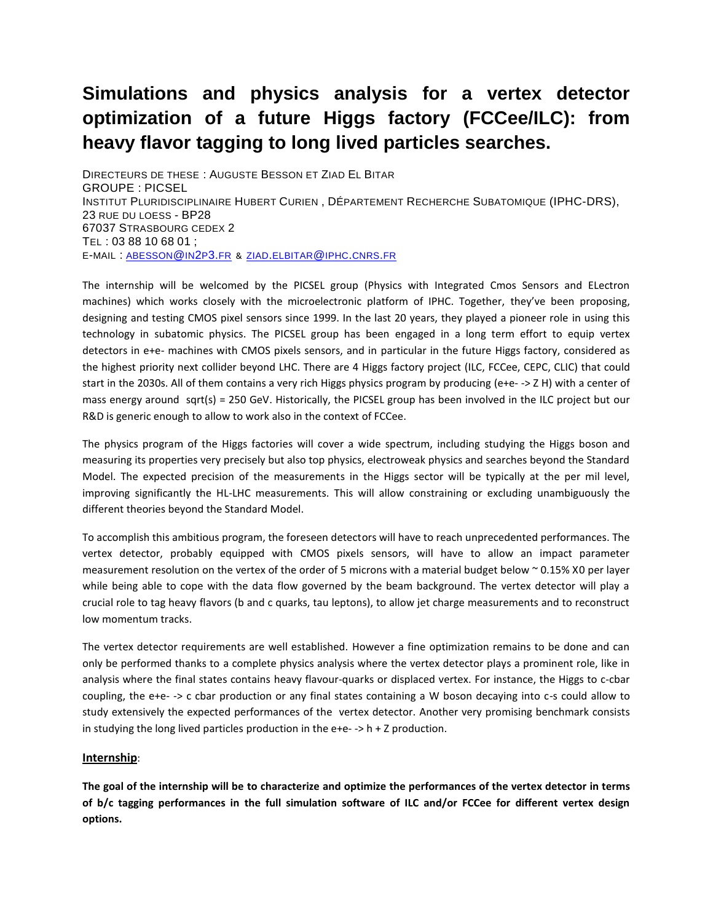# Simulations and physics analysis for a vertex detector optimization of a future Higgs factory (FCCee/ILC): from heavy flavor tagging to long lived particles searches.

DIRECTEURS DE THESE : AUGUSTE BESSON ET ZIAD EL BITAR
GROUPE : PICSEL
INSTITUT PLURIDISCIPLINAIRE HUBERT CURIEN , DÉPARTEMENT RECHERCHE SUBATOMIQUE (IPHC-DRS),
23 RUE DU LOESS - BP28
67037 STRASBOURG CEDEX 2
TEL : 03 88 10 68 01 ;
E-MAIL : ABESSON@IN2P3.FR & ZIAD.ELBITAR@IPHC.CNRS.FR

The internship will be welcomed by the PICSEL group (Physics with Integrated Cmos Sensors and ELectron machines) which works closely with the microelectronic platform of IPHC. Together, they've been proposing, designing and testing CMOS pixel sensors since 1999. In the last 20 years, they played a pioneer role in using this technology in subatomic physics. The PICSEL group has been engaged in a long term effort to equip vertex detectors in e+e- machines with CMOS pixels sensors, and in particular in the future Higgs factory, considered as the highest priority next collider beyond LHC. There are 4 Higgs factory project (ILC, FCCee, CEPC, CLIC) that could start in the 2030s. All of them contains a very rich Higgs physics program by producing (e+e- -> Z H) with a center of mass energy around sqrt(s) = 250 GeV. Historically, the PICSEL group has been involved in the ILC project but our R&D is generic enough to allow to work also in the context of FCCee.

The physics program of the Higgs factories will cover a wide spectrum, including studying the Higgs boson and measuring its properties very precisely but also top physics, electroweak physics and searches beyond the Standard Model. The expected precision of the measurements in the Higgs sector will be typically at the per mil level, improving significantly the HL-LHC measurements. This will allow constraining or excluding unambiguously the different theories beyond the Standard Model.

To accomplish this ambitious program, the foreseen detectors will have to reach unprecedented performances. The vertex detector, probably equipped with CMOS pixels sensors, will have to allow an impact parameter measurement resolution on the vertex of the order of 5 microns with a material budget below ~ 0.15% X0 per layer while being able to cope with the data flow governed by the beam background. The vertex detector will play a crucial role to tag heavy flavors (b and c quarks, tau leptons), to allow jet charge measurements and to reconstruct low momentum tracks.

The vertex detector requirements are well established. However a fine optimization remains to be done and can only be performed thanks to a complete physics analysis where the vertex detector plays a prominent role, like in analysis where the final states contains heavy flavour-quarks or displaced vertex. For instance, the Higgs to c-cbar coupling, the e+e- -> c cbar production or any final states containing a W boson decaying into c-s could allow to study extensively the expected performances of the vertex detector. Another very promising benchmark consists in studying the long lived particles production in the e+e- -> h + Z production.

**Internship**:

**The goal of the internship will be to characterize and optimize the performances of the vertex detector in terms of b/c tagging performances in the full simulation software of ILC and/or FCCee for different vertex design options.**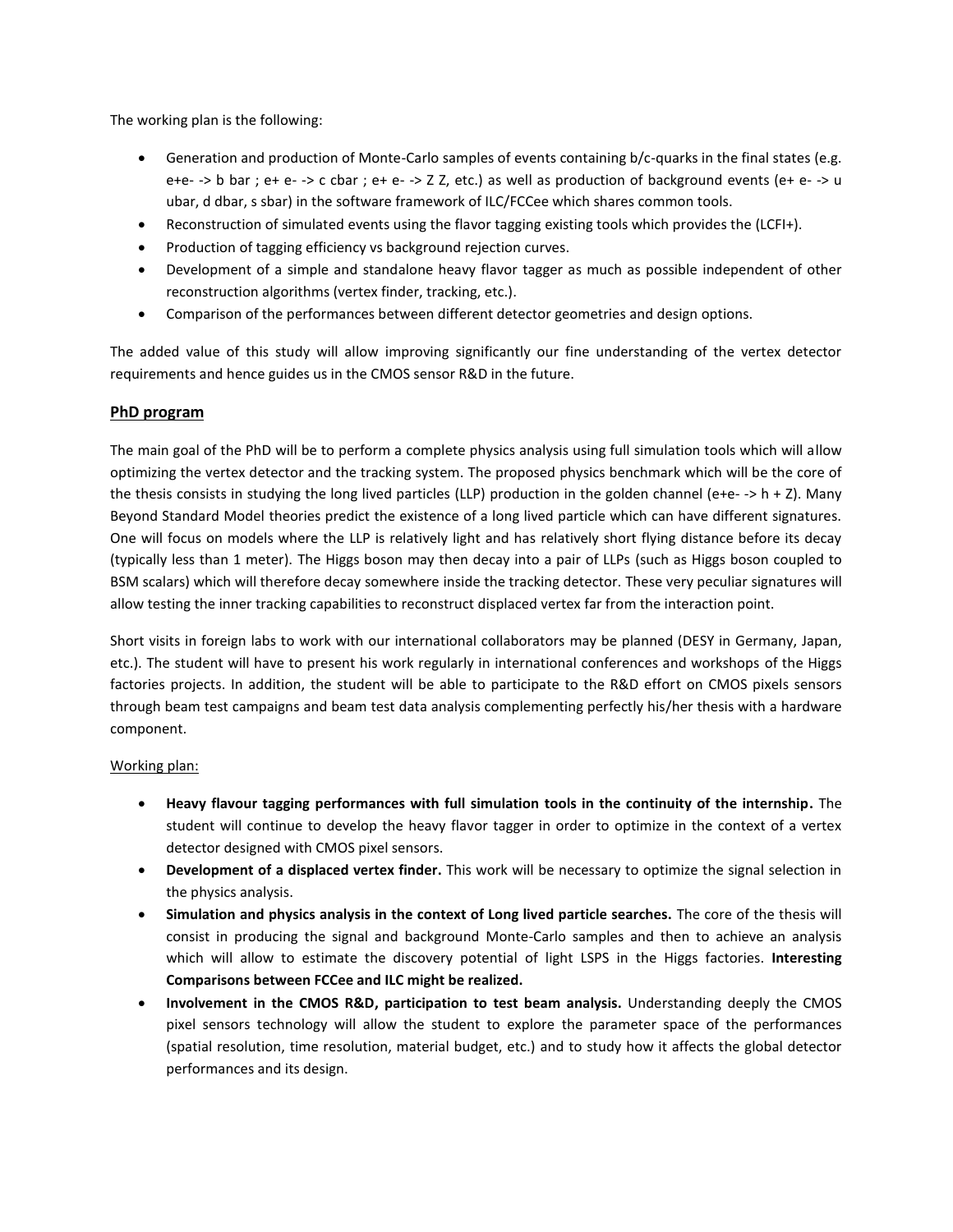The working plan is the following:

- Generation and production of Monte-Carlo samples of events containing b/c-quarks in the final states (e.g. e+e- -> b bar ; e+ e- -> c cbar ; e+ e- -> Z Z, etc.) as well as production of background events (e+ e- -> u ubar, d dbar, s sbar) in the software framework of ILC/FCCee which shares common tools.
- Reconstruction of simulated events using the flavor tagging existing tools which provides the (LCFI+).
- Production of tagging efficiency vs background rejection curves.
- Development of a simple and standalone heavy flavor tagger as much as possible independent of other reconstruction algorithms (vertex finder, tracking, etc.).
- Comparison of the performances between different detector geometries and design options.

The added value of this study will allow improving significantly our fine understanding of the vertex detector requirements and hence guides us in the CMOS sensor R&D in the future.

## PhD program

The main goal of the PhD will be to perform a complete physics analysis using full simulation tools which will allow optimizing the vertex detector and the tracking system. The proposed physics benchmark which will be the core of the thesis consists in studying the long lived particles (LLP) production in the golden channel (e+e- -> h + Z). Many Beyond Standard Model theories predict the existence of a long lived particle which can have different signatures. One will focus on models where the LLP is relatively light and has relatively short flying distance before its decay (typically less than 1 meter). The Higgs boson may then decay into a pair of LLPs (such as Higgs boson coupled to BSM scalars) which will therefore decay somewhere inside the tracking detector. These very peculiar signatures will allow testing the inner tracking capabilities to reconstruct displaced vertex far from the interaction point.

Short visits in foreign labs to work with our international collaborators may be planned (DESY in Germany, Japan, etc.). The student will have to present his work regularly in international conferences and workshops of the Higgs factories projects. In addition, the student will be able to participate to the R&D effort on CMOS pixels sensors through beam test campaigns and beam test data analysis complementing perfectly his/her thesis with a hardware component.

Working plan:

- **Heavy flavour tagging performances with full simulation tools in the continuity of the internship.** The student will continue to develop the heavy flavor tagger in order to optimize in the context of a vertex detector designed with CMOS pixel sensors.
- **Development of a displaced vertex finder.** This work will be necessary to optimize the signal selection in the physics analysis.
- **Simulation and physics analysis in the context of Long lived particle searches.** The core of the thesis will consist in producing the signal and background Monte-Carlo samples and then to achieve an analysis which will allow to estimate the discovery potential of light LSPS in the Higgs factories. **Interesting Comparisons between FCCee and ILC might be realized.**
- **Involvement in the CMOS R&D, participation to test beam analysis.** Understanding deeply the CMOS pixel sensors technology will allow the student to explore the parameter space of the performances (spatial resolution, time resolution, material budget, etc.) and to study how it affects the global detector performances and its design.